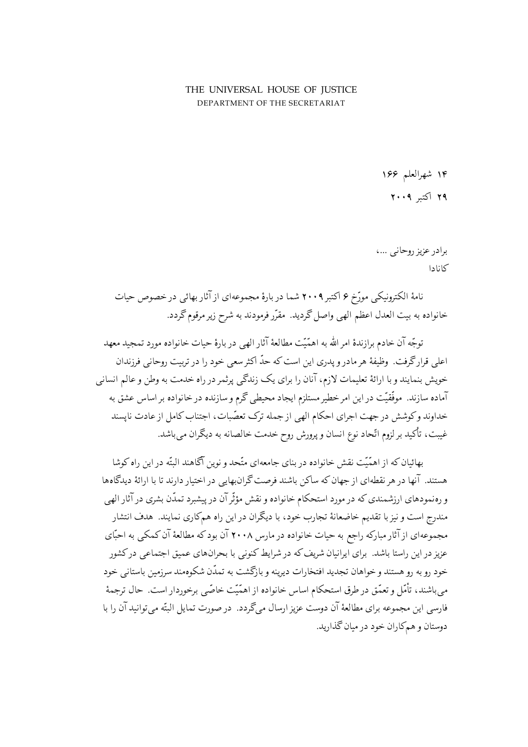THE UNIVERSAL HOUSE OF JUSTICE
DEPARTMENT OF THE SECRETARIAT

۱۴ شهرالعلم ۱۶۶

۲۹ اکتبر ۲۰۰۹

برادر عزیز روحانی ...،
کانادا

نامهٔ الکترونیکی مورّخ ۶ اکتبر ۲۰۰۹ شما در بارهٔ مجموعه‌ای از آثار بهائی در خصوص حیات خانواده به بیت العدل اعظم الهی واصل گردید. مقرّر فرمودند به شرح زیر مرقوم گردد.

توجّه آن خادم برازندهٔ امر الله به اهمّیّت مطالعهٔ آثار الهی در بارهٔ حیات خانواده مورد تمجید معهد اعلی قرار گرفت. وظیفهٔ هر مادر و پدری این است که حدّ اکثر سعی خود را در تربیت روحانی فرزندان خویش بنمایند و با ارائهٔ تعلیمات لازم، آنان را برای یک زندگی پرثمر در راه خدمت به وطن و عالم انسانی آماده سازند. موفّقیّت در این امر خطیر مستلزم ایجاد محیطی گرم و سازنده در خانواده بر اساس عشق به خداوند و کوشش در جهت اجرای احکام الهی از جمله ترک تعصّبات، اجتناب کامل از عادت ناپسند غیبت، تأکید بر لزوم اتّحاد نوع انسان و پرورش روح خدمت خالصانه به دیگران می‌باشد.

بهائیان که از اهمّیّت نقش خانواده در بنای جامعه‌ای متّحد و نوین آگاهند البتّه در این راه کوشا هستند. آنها در هر نقطه‌ای از جهان که ساکن باشند فرصت گران‌بهایی در اختیار دارند تا با ارائهٔ دیدگاه‌ها و رهنمودهای ارزشمندی که در مورد استحکام خانواده و نقش مؤثّر آن در پیشبرد تمدّن بشری در آثار الهی مندرج است و نیز با تقدیم خاضعانهٔ تجارب خود، با دیگران در این راه هم‌کاری نمایند. هدف انتشار مجموعه‌ای از آثار مبارکه راجع به حیات خانواده در مارس ۲۰۰۸ آن بود که مطالعهٔ آن کمکی به احبّای عزیز در این راستا باشد. برای ایرانیان شریف که در شرایط کنونی با بحران‌های عمیق اجتماعی در کشور خود رو به رو هستند و خواهان تجدید افتخارات دیرینه و بازگشت به تمدّن شکوه‌مند سرزمین باستانی خود می‌باشند، تأمّل و تعمّق در طرق استحکام اساس خانواده از اهمّیّت خاصّی برخوردار است. حال ترجمهٔ فارسی این مجموعه برای مطالعهٔ آن دوست عزیز ارسال می‌گردد. در صورت تمایل البتّه می‌توانید آن را با دوستان و هم‌کاران خود در میان گذارید.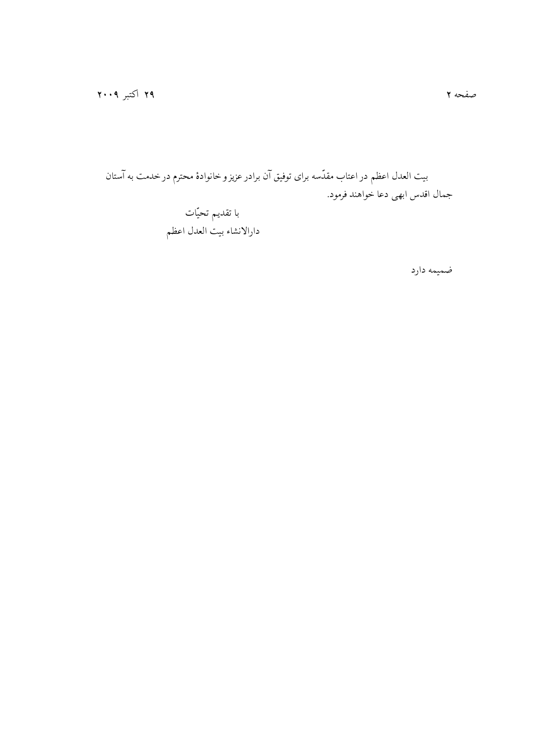بیت العدل اعظم در اعتاب مقدّسه برای توفیق آن برادر عزیز و خانوادهٔ محترم در خدمت به آستان جمال اقدس ابهی دعا خواهند فرمود.

با تقدیم تحیّات

دارالانشاء بیت العدل اعظم

ضمیمه دارد